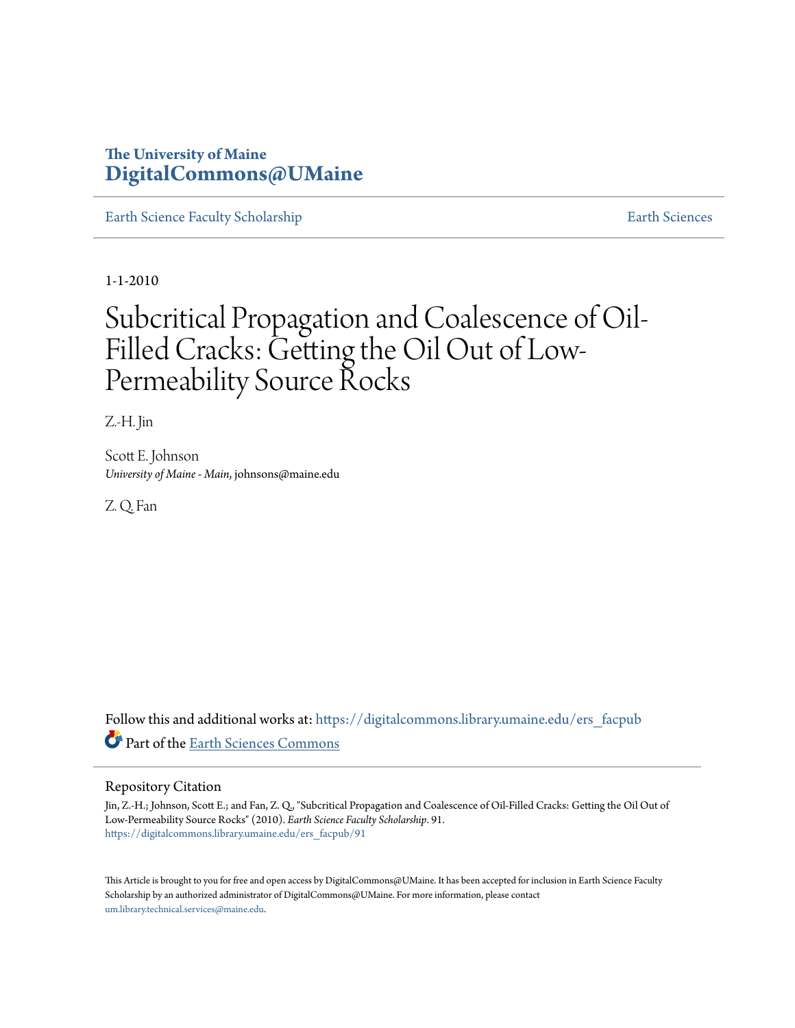The University of Maine
**DigitalCommons@UMaine**

Earth Science Faculty Scholarship | Earth Sciences

1-1-2010

# Subcritical Propagation and Coalescence of Oil-Filled Cracks: Getting the Oil Out of Low-Permeability Source Rocks

Z.-H. Jin

Scott E. Johnson
*University of Maine - Main*, johnsons@maine.edu

Z. Q. Fan

Follow this and additional works at: https://digitalcommons.library.umaine.edu/ers_facpub

Part of the Earth Sciences Commons

## Repository Citation

Jin, Z.-H.; Johnson, Scott E.; and Fan, Z. Q., "Subcritical Propagation and Coalescence of Oil-Filled Cracks: Getting the Oil Out of Low-Permeability Source Rocks" (2010). *Earth Science Faculty Scholarship*. 91.
https://digitalcommons.library.umaine.edu/ers_facpub/91

This Article is brought to you for free and open access by DigitalCommons@UMaine. It has been accepted for inclusion in Earth Science Faculty Scholarship by an authorized administrator of DigitalCommons@UMaine. For more information, please contact um.library.technical.services@maine.edu.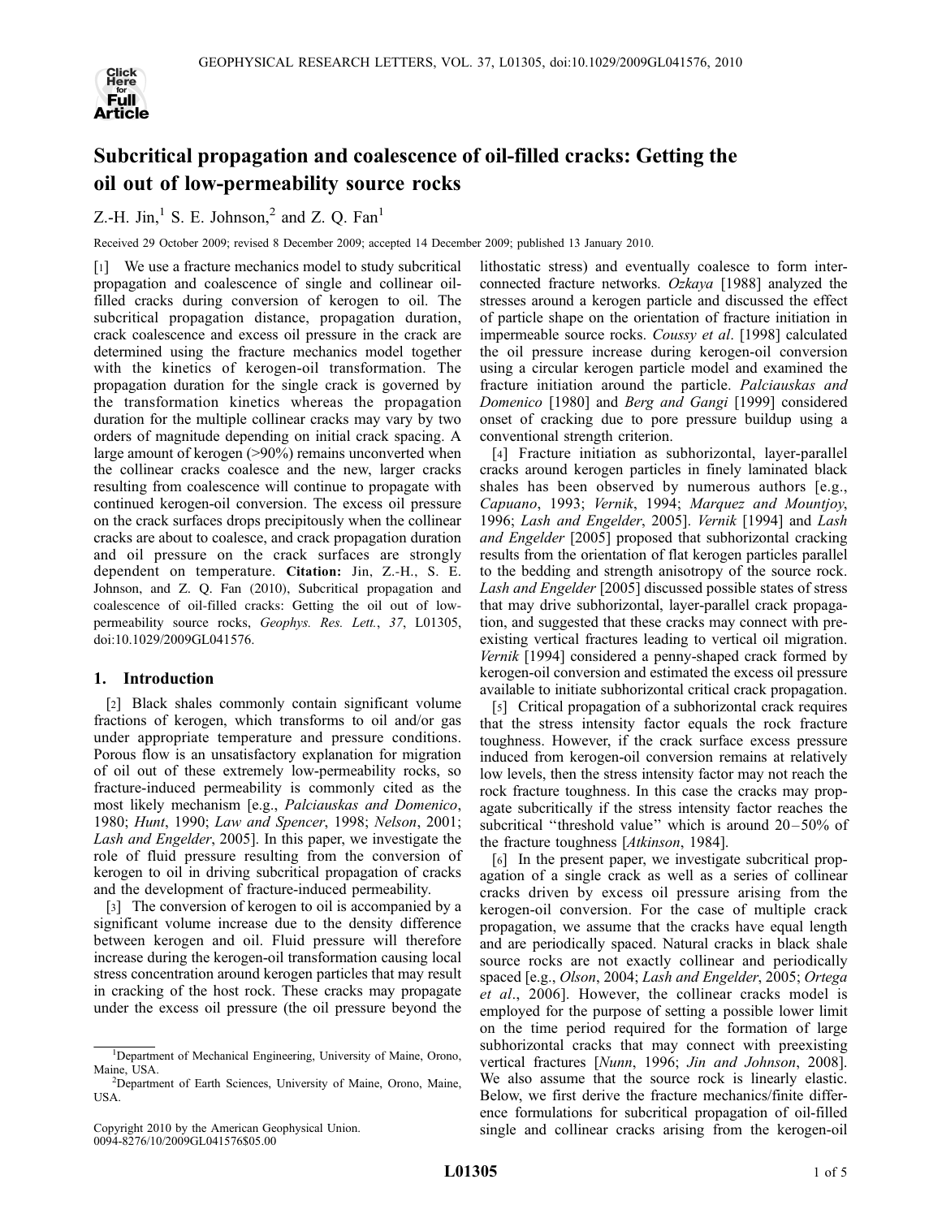# Subcritical propagation and coalescence of oil-filled cracks: Getting the oil out of low-permeability source rocks

Z.-H. Jin,[1] S. E. Johnson,[2] and Z. Q. Fan[1]

Received 29 October 2009; revised 8 December 2009; accepted 14 December 2009; published 13 January 2010.

[1] We use a fracture mechanics model to study subcritical propagation and coalescence of single and collinear oil-filled cracks during conversion of kerogen to oil. The subcritical propagation distance, propagation duration, crack coalescence and excess oil pressure in the crack are determined using the fracture mechanics model together with the kinetics of kerogen-oil transformation. The propagation duration for the single crack is governed by the transformation kinetics whereas the propagation duration for the multiple collinear cracks may vary by two orders of magnitude depending on initial crack spacing. A large amount of kerogen (>90%) remains unconverted when the collinear cracks coalesce and the new, larger cracks resulting from coalescence will continue to propagate with continued kerogen-oil conversion. The excess oil pressure on the crack surfaces drops precipitously when the collinear cracks are about to coalesce, and crack propagation duration and oil pressure on the crack surfaces are strongly dependent on temperature. **Citation:** Jin, Z.-H., S. E. Johnson, and Z. Q. Fan (2010), Subcritical propagation and coalescence of oil-filled cracks: Getting the oil out of low-permeability source rocks, *Geophys. Res. Lett.*, *37*, L01305, doi:10.1029/2009GL041576.

## 1. Introduction

[2] Black shales commonly contain significant volume fractions of kerogen, which transforms to oil and/or gas under appropriate temperature and pressure conditions. Porous flow is an unsatisfactory explanation for migration of oil out of these extremely low-permeability rocks, so fracture-induced permeability is commonly cited as the most likely mechanism [e.g., *Palciauskas and Domenico*, 1980; *Hunt*, 1990; *Law and Spencer*, 1998; *Nelson*, 2001; *Lash and Engelder*, 2005]. In this paper, we investigate the role of fluid pressure resulting from the conversion of kerogen to oil in driving subcritical propagation of cracks and the development of fracture-induced permeability.

[3] The conversion of kerogen to oil is accompanied by a significant volume increase due to the density difference between kerogen and oil. Fluid pressure will therefore increase during the kerogen-oil transformation causing local stress concentration around kerogen particles that may result in cracking of the host rock. These cracks may propagate under the excess oil pressure (the oil pressure beyond the lithostatic stress) and eventually coalesce to form interconnected fracture networks. *Ozkaya* [1988] analyzed the stresses around a kerogen particle and discussed the effect of particle shape on the orientation of fracture initiation in impermeable source rocks. *Coussy et al.* [1998] calculated the oil pressure increase during kerogen-oil conversion using a circular kerogen particle model and examined the fracture initiation around the particle. *Palciauskas and Domenico* [1980] and *Berg and Gangi* [1999] considered onset of cracking due to pore pressure buildup using a conventional strength criterion.

[4] Fracture initiation as subhorizontal, layer-parallel cracks around kerogen particles in finely laminated black shales has been observed by numerous authors [e.g., *Capuano*, 1993; *Vernik*, 1994; *Marquez and Mountjoy*, 1996; *Lash and Engelder*, 2005]. *Vernik* [1994] and *Lash and Engelder* [2005] proposed that subhorizontal cracking results from the orientation of flat kerogen particles parallel to the bedding and strength anisotropy of the source rock. *Lash and Engelder* [2005] discussed possible states of stress that may drive subhorizontal, layer-parallel crack propagation, and suggested that these cracks may connect with pre-existing vertical fractures leading to vertical oil migration. *Vernik* [1994] considered a penny-shaped crack formed by kerogen-oil conversion and estimated the excess oil pressure available to initiate subhorizontal critical crack propagation.

[5] Critical propagation of a subhorizontal crack requires that the stress intensity factor equals the rock fracture toughness. However, if the crack surface excess pressure induced from kerogen-oil conversion remains at relatively low levels, then the stress intensity factor may not reach the rock fracture toughness. In this case the cracks may propagate subcritically if the stress intensity factor reaches the subcritical "threshold value" which is around 20–50% of the fracture toughness [*Atkinson*, 1984].

[6] In the present paper, we investigate subcritical propagation of a single crack as well as a series of collinear cracks driven by excess oil pressure arising from the kerogen-oil conversion. For the case of multiple crack propagation, we assume that the cracks have equal length and are periodically spaced. Natural cracks in black shale source rocks are not exactly collinear and periodically spaced [e.g., *Olson*, 2004; *Lash and Engelder*, 2005; *Ortega et al.*, 2006]. However, the collinear cracks model is employed for the purpose of setting a possible lower limit on the time period required for the formation of large subhorizontal cracks that may connect with preexisting vertical fractures [*Nunn*, 1996; *Jin and Johnson*, 2008]. We also assume that the source rock is linearly elastic. Below, we first derive the fracture mechanics/finite difference formulations for subcritical propagation of oil-filled single and collinear cracks arising from the kerogen-oil

[1]Department of Mechanical Engineering, University of Maine, Orono, Maine, USA.

[2]Department of Earth Sciences, University of Maine, Orono, Maine, USA.

Copyright 2010 by the American Geophysical Union.
0094-8276/10/2009GL041576$05.00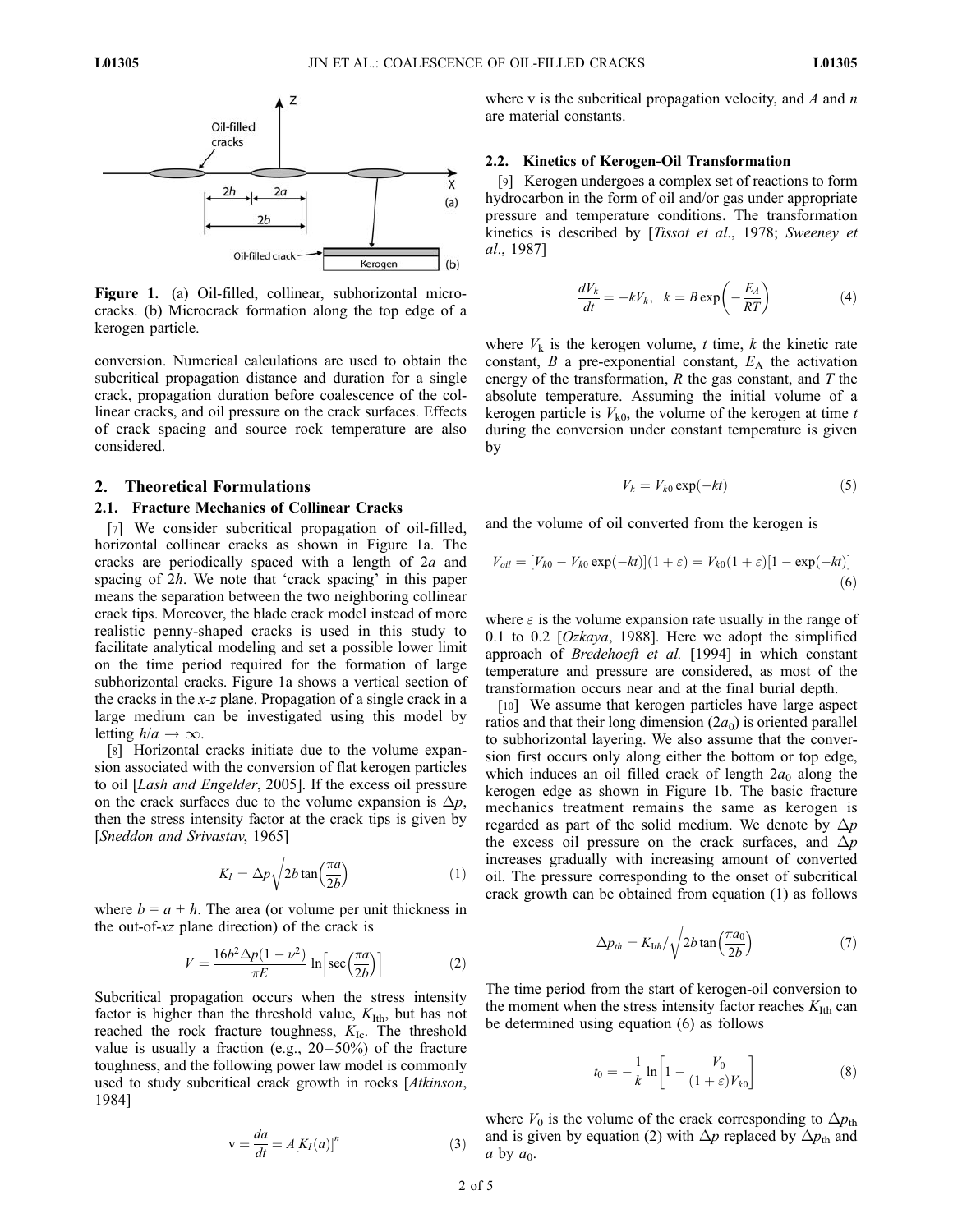**Figure 1.** (a) Oil-filled, collinear, subhorizontal microcracks. (b) Microcrack formation along the top edge of a kerogen particle.

conversion. Numerical calculations are used to obtain the subcritical propagation distance and duration for a single crack, propagation duration before coalescence of the collinear cracks, and oil pressure on the crack surfaces. Effects of crack spacing and source rock temperature are also considered.

## 2. Theoretical Formulations

### 2.1. Fracture Mechanics of Collinear Cracks

[7] We consider subcritical propagation of oil-filled, horizontal collinear cracks as shown in Figure 1a. The cracks are periodically spaced with a length of $2a$ and spacing of $2h$. We note that 'crack spacing' in this paper means the separation between the two neighboring collinear crack tips. Moreover, the blade crack model instead of more realistic penny-shaped cracks is used in this study to facilitate analytical modeling and set a possible lower limit on the time period required for the formation of large subhorizontal cracks. Figure 1a shows a vertical section of the cracks in the x-z plane. Propagation of a single crack in a large medium can be investigated using this model by letting $h/a \to \infty$.

[8] Horizontal cracks initiate due to the volume expansion associated with the conversion of flat kerogen particles to oil [*Lash and Engelder*, 2005]. If the excess oil pressure on the crack surfaces due to the volume expansion is $\Delta p$, then the stress intensity factor at the crack tips is given by [*Sneddon and Srivastav*, 1965]

$$K_I = \Delta p \sqrt{2b \tan\left(\frac{\pi a}{2b}\right)} \tag{1}$$

where $b = a + h$. The area (or volume per unit thickness in the out-of-$xz$ plane direction) of the crack is

$$V = \frac{16 b^2 \Delta p (1 - \nu^2)}{\pi E} \ln\left[\sec\left(\frac{\pi a}{2b}\right)\right] \tag{2}$$

Subcritical propagation occurs when the stress intensity factor is higher than the threshold value, $K_{\mathrm{Ith}}$, but has not reached the rock fracture toughness, $K_{\mathrm{Ic}}$. The threshold value is usually a fraction (e.g., 20–50%) of the fracture toughness, and the following power law model is commonly used to study subcritical crack growth in rocks [*Atkinson*, 1984]

$$\mathrm{v} = \frac{da}{dt} = A[K_I(a)]^n \tag{3}$$

where v is the subcritical propagation velocity, and $A$ and $n$ are material constants.

### 2.2. Kinetics of Kerogen-Oil Transformation

[9] Kerogen undergoes a complex set of reactions to form hydrocarbon in the form of oil and/or gas under appropriate pressure and temperature conditions. The transformation kinetics is described by [*Tissot et al.*, 1978; *Sweeney et al.*, 1987]

$$\frac{dV_k}{dt} = -kV_k, \quad k = B \exp\left(-\frac{E_A}{RT}\right) \tag{4}$$

where $V_k$ is the kerogen volume, $t$ time, $k$ the kinetic rate constant, $B$ a pre-exponential constant, $E_A$ the activation energy of the transformation, $R$ the gas constant, and $T$ the absolute temperature. Assuming the initial volume of a kerogen particle is $V_{k0}$, the volume of the kerogen at time $t$ during the conversion under constant temperature is given by

$$V_k = V_{k0} \exp(-kt) \tag{5}$$

and the volume of oil converted from the kerogen is

$$V_{oil} = [V_{k0} - V_{k0}\exp(-kt)](1 + \varepsilon) = V_{k0}(1 + \varepsilon)[1 - \exp(-kt)] \tag{6}$$

where $\varepsilon$ is the volume expansion rate usually in the range of 0.1 to 0.2 [*Ozkaya*, 1988]. Here we adopt the simplified approach of *Bredehoeft et al.* [1994] in which constant temperature and pressure are considered, as most of the transformation occurs near and at the final burial depth.

[10] We assume that kerogen particles have large aspect ratios and that their long dimension ($2a_0$) is oriented parallel to subhorizontal layering. We also assume that the conversion first occurs only along either the bottom or top edge, which induces an oil filled crack of length $2a_0$ along the kerogen edge as shown in Figure 1b. The basic fracture mechanics treatment remains the same as kerogen is regarded as part of the solid medium. We denote by $\Delta p$ the excess oil pressure on the crack surfaces, and $\Delta p$ increases gradually with increasing amount of converted oil. The pressure corresponding to the onset of subcritical crack growth can be obtained from equation (1) as follows

$$\Delta p_{th} = K_{\mathrm{Ith}} \Big/ \sqrt{2b \tan\left(\frac{\pi a_0}{2b}\right)} \tag{7}$$

The time period from the start of kerogen-oil conversion to the moment when the stress intensity factor reaches $K_{\mathrm{Ith}}$ can be determined using equation (6) as follows

$$t_0 = -\frac{1}{k} \ln\left[1 - \frac{V_0}{(1 + \varepsilon)V_{k0}}\right] \tag{8}$$

where $V_0$ is the volume of the crack corresponding to $\Delta p_{th}$ and is given by equation (2) with $\Delta p$ replaced by $\Delta p_{th}$ and $a$ by $a_0$.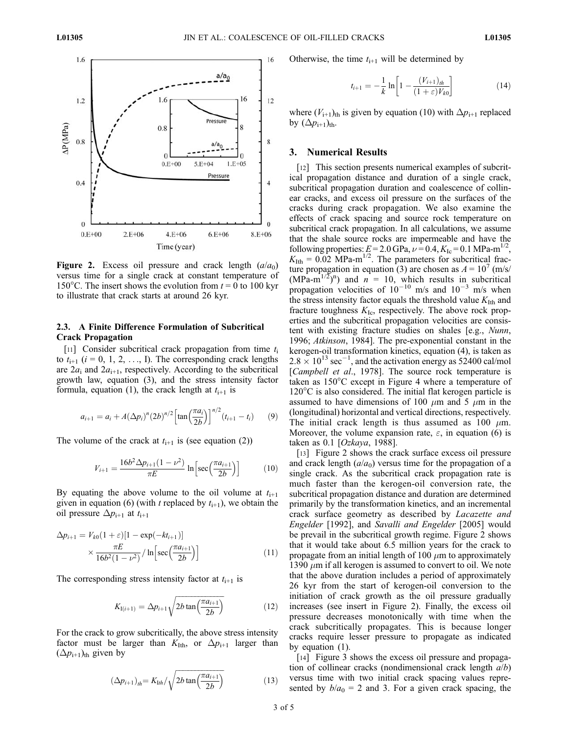Figure 2. Excess oil pressure and crack length ($a/a_0$) versus time for a single crack at constant temperature of 150°C. The insert shows the evolution from $t = 0$ to 100 kyr to illustrate that crack starts at around 26 kyr.

### 2.3. A Finite Difference Formulation of Subcritical Crack Propagation

[11] Consider subcritical crack propagation from time $t_i$ to $t_{i+1}$ ($i = 0, 1, 2, \ldots, I$). The corresponding crack lengths are $2a_i$ and $2a_{i+1}$, respectively. According to the subcritical growth law, equation (3), and the stress intensity factor formula, equation (1), the crack length at $t_{i+1}$ is

$$a_{i+1} = a_i + A(\Delta p_i)^n (2b)^{n/2} \left[\tan\left(\frac{\pi a_i}{2b}\right)\right]^{n/2} (t_{i+1} - t_i) \tag{9}$$

The volume of the crack at $t_{i+1}$ is (see equation (2))

$$V_{i+1} = \frac{16b^2 \Delta p_{i+1}(1-\nu^2)}{\pi E} \ln\left[\sec\left(\frac{\pi a_{i+1}}{2b}\right)\right] \tag{10}$$

By equating the above volume to the oil volume at $t_{i+1}$ given in equation (6) (with $t$ replaced by $t_{i+1}$), we obtain the oil pressure $\Delta p_{i+1}$ at $t_{i+1}$

$$\Delta p_{i+1} = V_{k0}(1+\varepsilon)[1 - \exp(-kt_{i+1})] \times \frac{\pi E}{16b^2(1-\nu^2)} / \ln\left[\sec\left(\frac{\pi a_{i+1}}{2b}\right)\right] \tag{11}$$

The corresponding stress intensity factor at $t_{i+1}$ is

$$K_{I(i+1)} = \Delta p_{i+1}\sqrt{2b\tan\left(\frac{\pi a_{i+1}}{2b}\right)} \tag{12}$$

For the crack to grow subcritically, the above stress intensity factor must be larger than $K_{Ith}$, or $\Delta p_{i+1}$ larger than $(\Delta p_{i+1})_{th}$ given by

$$(\Delta p_{i+1})_{th} = K_{Ith} / \sqrt{2b\tan\left(\frac{\pi a_{i+1}}{2b}\right)} \tag{13}$$

Otherwise, the time $t_{i+1}$ will be determined by

$$t_{i+1} = -\frac{1}{k}\ln\left[1 - \frac{(V_{i+1})_{th}}{(1+\varepsilon)V_{k0}}\right] \tag{14}$$

where $(V_{i+1})_{th}$ is given by equation (10) with $\Delta p_{i+1}$ replaced by $(\Delta p_{i+1})_{th}$.

## 3. Numerical Results

[12] This section presents numerical examples of subcritical propagation distance and duration of a single crack, subcritical propagation duration and coalescence of collinear cracks, and excess oil pressure on the surfaces of the cracks during crack propagation. We also examine the effects of crack spacing and source rock temperature on subcritical crack propagation. In all calculations, we assume that the shale source rocks are impermeable and have the following properties: $E = 2.0$ GPa, $\nu = 0.4$, $K_{Ic} = 0.1$ MPa-m$^{1/2}$, $K_{Ith} = 0.02$ MPa-m$^{1/2}$. The parameters for subcritical fracture propagation in equation (3) are chosen as $A = 10^7$ (m/s/(MPa-m$^{1/2}$)$^n$) and $n = 10$, which results in subcritical propagation velocities of $10^{-10}$ m/s and $10^{-3}$ m/s when the stress intensity factor equals the threshold value $K_{Ith}$ and fracture toughness $K_{Ic}$, respectively. The above rock properties and the subcritical propagation velocities are consistent with existing fracture studies on shales [e.g., *Nunn*, 1996; *Atkinson*, 1984]. The pre-exponential constant in the kerogen-oil transformation kinetics, equation (4), is taken as $2.8 \times 10^{13}$ sec$^{-1}$, and the activation energy as 52400 cal/mol [*Campbell et al.*, 1978]. The source rock temperature is taken as 150°C except in Figure 4 where a temperature of 120°C is also considered. The initial flat kerogen particle is assumed to have dimensions of 100 $\mu$m and 5 $\mu$m in the (longitudinal) horizontal and vertical directions, respectively. The initial crack length is thus assumed as 100 $\mu$m. Moreover, the volume expansion rate, $\varepsilon$, in equation (6) is taken as 0.1 [*Ozkaya*, 1988].

[13] Figure 2 shows the crack surface excess oil pressure and crack length ($a/a_0$) versus time for the propagation of a single crack. As the subcritical crack propagation rate is much faster than the kerogen-oil conversion rate, the subcritical propagation distance and duration are determined primarily by the transformation kinetics, and an incremental crack surface geometry as described by *Lacazette and Engelder* [1992], and *Savalli and Engelder* [2005] would be prevail in the subcritical growth regime. Figure 2 shows that it would take about 6.5 million years for the crack to propagate from an initial length of 100 $\mu$m to approximately 1390 $\mu$m if all kerogen is assumed to convert to oil. We note that the above duration includes a period of approximately 26 kyr from the start of kerogen-oil conversion to the initiation of crack growth as the oil pressure gradually increases (see insert in Figure 2). Finally, the excess oil pressure decreases monotonically with time when the crack subcritically propagates. This is because longer cracks require lesser pressure to propagate as indicated by equation (1).

[14] Figure 3 shows the excess oil pressure and propagation of collinear cracks (nondimensional crack length $a/b$) versus time with two initial crack spacing values represented by $b/a_0 = 2$ and 3. For a given crack spacing, the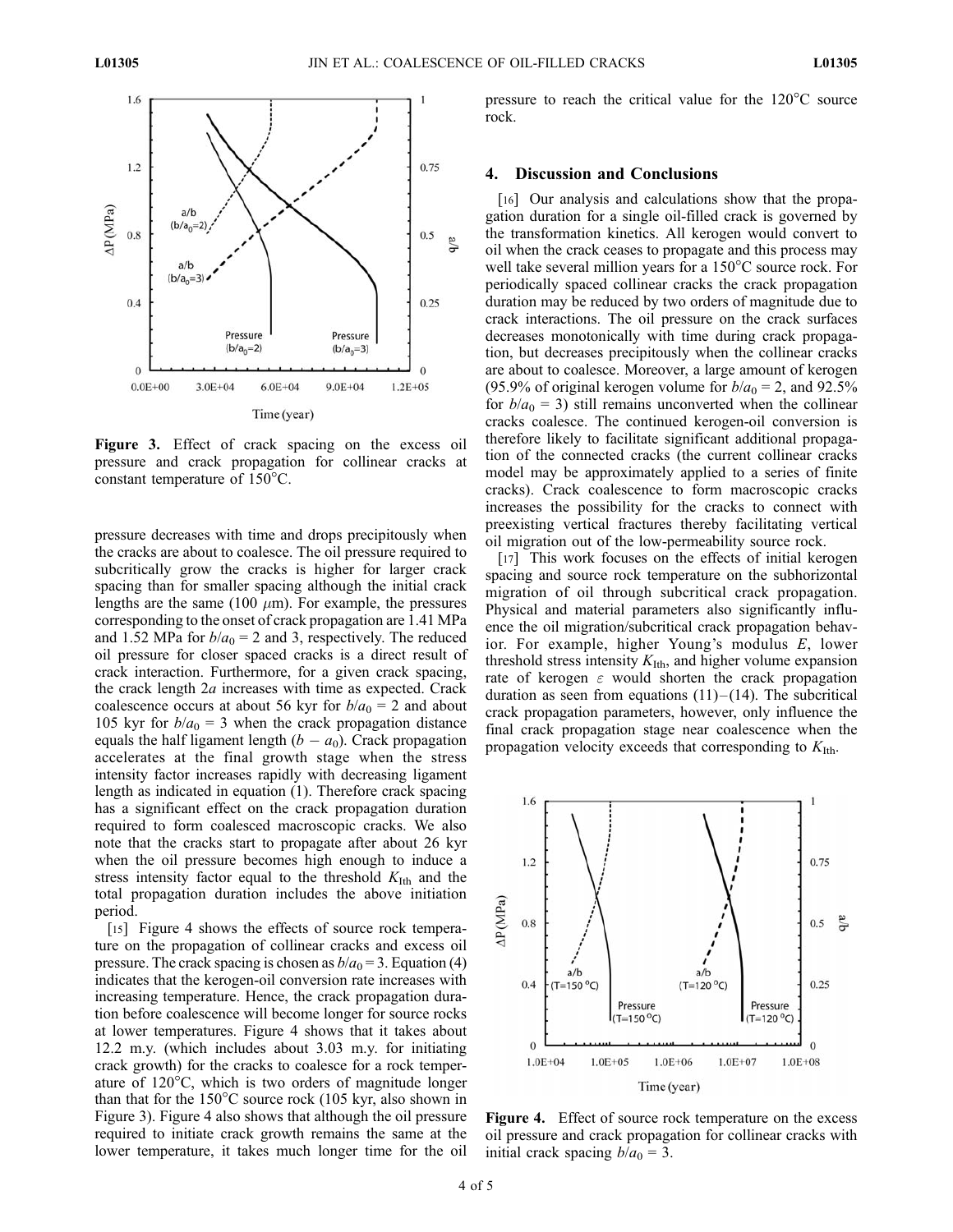**Figure 3.** Effect of crack spacing on the excess oil pressure and crack propagation for collinear cracks at constant temperature of 150°C.

pressure decreases with time and drops precipitously when the cracks are about to coalesce. The oil pressure required to subcritically grow the cracks is higher for larger crack spacing than for smaller spacing although the initial crack lengths are the same (100 $\mu$m). For example, the pressures corresponding to the onset of crack propagation are 1.41 MPa and 1.52 MPa for $b/a_0 = 2$ and 3, respectively. The reduced oil pressure for closer spaced cracks is a direct result of crack interaction. Furthermore, for a given crack spacing, the crack length $2a$ increases with time as expected. Crack coalescence occurs at about 56 kyr for $b/a_0 = 2$ and about 105 kyr for $b/a_0 = 3$ when the crack propagation distance equals the half ligament length $(b - a_0)$. Crack propagation accelerates at the final growth stage when the stress intensity factor increases rapidly with decreasing ligament length as indicated in equation (1). Therefore crack spacing has a significant effect on the crack propagation duration required to form coalesced macroscopic cracks. We also note that the cracks start to propagate after about 26 kyr when the oil pressure becomes high enough to induce a stress intensity factor equal to the threshold $K_{\mathrm{Ith}}$ and the total propagation duration includes the above initiation period.

[15] Figure 4 shows the effects of source rock temperature on the propagation of collinear cracks and excess oil pressure. The crack spacing is chosen as $b/a_0 = 3$. Equation (4) indicates that the kerogen-oil conversion rate increases with increasing temperature. Hence, the crack propagation duration before coalescence will become longer for source rocks at lower temperatures. Figure 4 shows that it takes about 12.2 m.y. (which includes about 3.03 m.y. for initiating crack growth) for the cracks to coalesce for a rock temperature of 120°C, which is two orders of magnitude longer than that for the 150°C source rock (105 kyr, also shown in Figure 3). Figure 4 also shows that although the oil pressure required to initiate crack growth remains the same at the lower temperature, it takes much longer time for the oil pressure to reach the critical value for the 120°C source rock.

## 4. Discussion and Conclusions

[16] Our analysis and calculations show that the propagation duration for a single oil-filled crack is governed by the transformation kinetics. All kerogen would convert to oil when the crack ceases to propagate and this process may well take several million years for a 150°C source rock. For periodically spaced collinear cracks the crack propagation duration may be reduced by two orders of magnitude due to crack interactions. The oil pressure on the crack surfaces decreases monotonically with time during crack propagation, but decreases precipitously when the collinear cracks are about to coalesce. Moreover, a large amount of kerogen (95.9% of original kerogen volume for $b/a_0 = 2$, and 92.5% for $b/a_0 = 3$) still remains unconverted when the collinear cracks coalesce. The continued kerogen-oil conversion is therefore likely to facilitate significant additional propagation of the connected cracks (the current collinear cracks model may be approximately applied to a series of finite cracks). Crack coalescence to form macroscopic cracks increases the possibility for the cracks to connect with preexisting vertical fractures thereby facilitating vertical oil migration out of the low-permeability source rock.

[17] This work focuses on the effects of initial kerogen spacing and source rock temperature on the subhorizontal migration of oil through subcritical crack propagation. Physical and material parameters also significantly influence the oil migration/subcritical crack propagation behavior. For example, higher Young's modulus $E$, lower threshold stress intensity $K_{\mathrm{Ith}}$, and higher volume expansion rate of kerogen $\varepsilon$ would shorten the crack propagation duration as seen from equations (11)–(14). The subcritical crack propagation parameters, however, only influence the final crack propagation stage near coalescence when the propagation velocity exceeds that corresponding to $K_{\mathrm{Ith}}$.

**Figure 4.** Effect of source rock temperature on the excess oil pressure and crack propagation for collinear cracks with initial crack spacing $b/a_0 = 3$.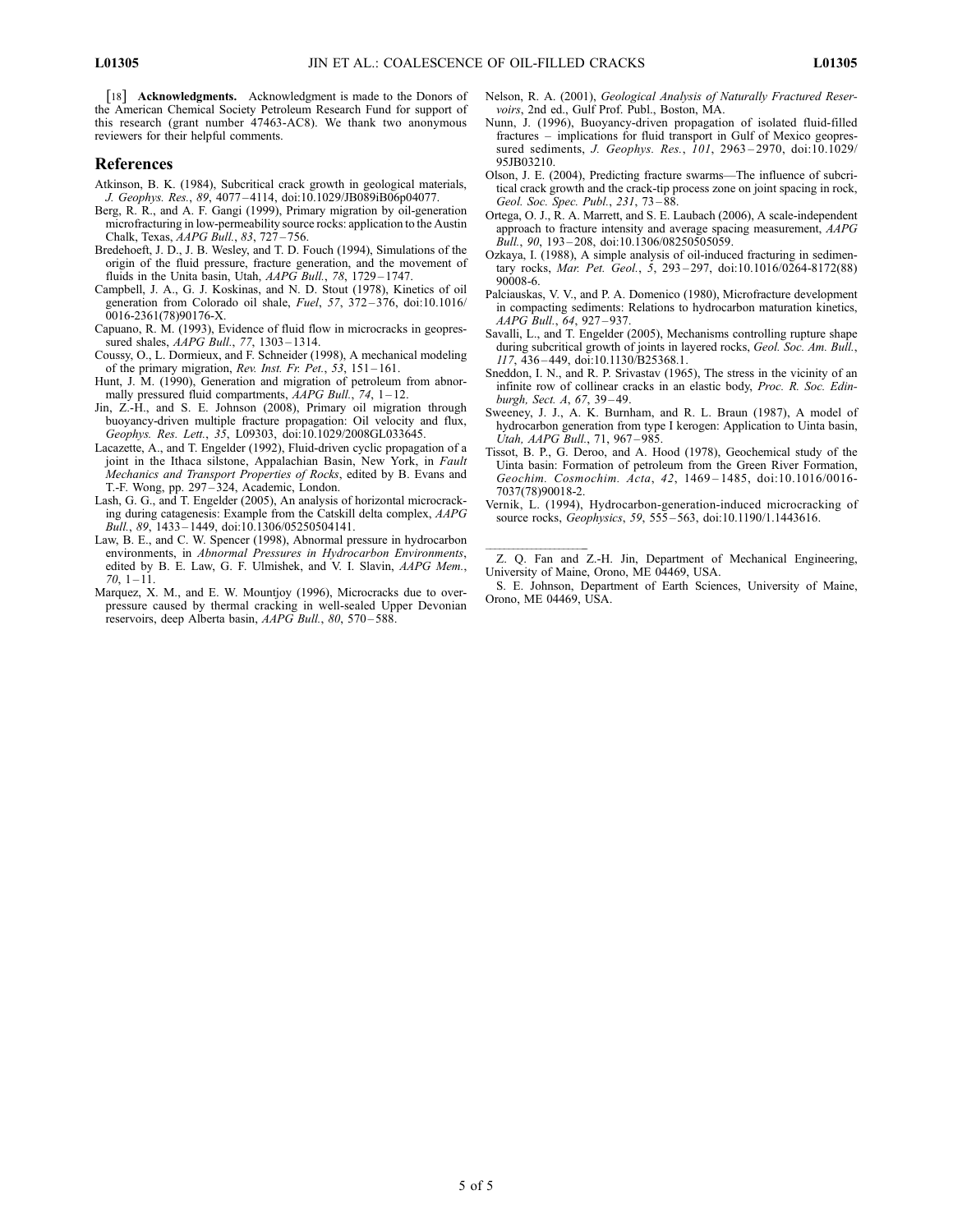[18] **Acknowledgments.** Acknowledgment is made to the Donors of the American Chemical Society Petroleum Research Fund for support of this research (grant number 47463-AC8). We thank two anonymous reviewers for their helpful comments.

## References

Atkinson, B. K. (1984), Subcritical crack growth in geological materials, *J. Geophys. Res.*, *89*, 4077–4114, doi:10.1029/JB089iB06p04077.

Berg, R. R., and A. F. Gangi (1999), Primary migration by oil-generation microfracturing in low-permeability source rocks: application to the Austin Chalk, Texas, *AAPG Bull.*, *83*, 727–756.

Bredehoeft, J. D., J. B. Wesley, and T. D. Fouch (1994), Simulations of the origin of the fluid pressure, fracture generation, and the movement of fluids in the Unita basin, Utah, *AAPG Bull.*, *78*, 1729–1747.

Campbell, J. A., G. J. Koskinas, and N. D. Stout (1978), Kinetics of oil generation from Colorado oil shale, *Fuel*, *57*, 372–376, doi:10.1016/0016-2361(78)90176-X.

Capuano, R. M. (1993), Evidence of fluid flow in microcracks in geopressured shales, *AAPG Bull.*, *77*, 1303–1314.

Coussy, O., L. Dormieux, and F. Schneider (1998), A mechanical modeling of the primary migration, *Rev. Inst. Fr. Pet.*, *53*, 151–161.

Hunt, J. M. (1990), Generation and migration of petroleum from abnormally pressured fluid compartments, *AAPG Bull.*, *74*, 1–12.

Jin, Z.-H., and S. E. Johnson (2008), Primary oil migration through buoyancy-driven multiple fracture propagation: Oil velocity and flux, *Geophys. Res. Lett.*, *35*, L09303, doi:10.1029/2008GL033645.

Lacazette, A., and T. Engelder (1992), Fluid-driven cyclic propagation of a joint in the Ithaca silstone, Appalachian Basin, New York, in *Fault Mechanics and Transport Properties of Rocks*, edited by B. Evans and T.-F. Wong, pp. 297–324, Academic, London.

Lash, G. G., and T. Engelder (2005), An analysis of horizontal microcracking during catagenesis: Example from the Catskill delta complex, *AAPG Bull.*, *89*, 1433–1449, doi:10.1306/05250504141.

Law, B. E., and C. W. Spencer (1998), Abnormal pressure in hydrocarbon environments, in *Abnormal Pressures in Hydrocarbon Environments*, edited by B. E. Law, G. F. Ulmishek, and V. I. Slavin, *AAPG Mem.*, *70*, 1–11.

Marquez, X. M., and E. W. Mountjoy (1996), Microcracks due to overpressure caused by thermal cracking in well-sealed Upper Devonian reservoirs, deep Alberta basin, *AAPG Bull.*, *80*, 570–588.

Nelson, R. A. (2001), *Geological Analysis of Naturally Fractured Reservoirs*, 2nd ed., Gulf Prof. Publ., Boston, MA.

Nunn, J. (1996), Buoyancy-driven propagation of isolated fluid-filled fractures – implications for fluid transport in Gulf of Mexico geopressured sediments, *J. Geophys. Res.*, *101*, 2963–2970, doi:10.1029/95JB03210.

Olson, J. E. (2004), Predicting fracture swarms—The influence of subcritical crack growth and the crack-tip process zone on joint spacing in rock, *Geol. Soc. Spec. Publ.*, *231*, 73–88.

Ortega, O. J., R. A. Marrett, and S. E. Laubach (2006), A scale-independent approach to fracture intensity and average spacing measurement, *AAPG Bull.*, *90*, 193–208, doi:10.1306/08250505059.

Ozkaya, I. (1988), A simple analysis of oil-induced fracturing in sedimentary rocks, *Mar. Pet. Geol.*, *5*, 293–297, doi:10.1016/0264-8172(88)90008-6.

Palciauskas, V. V., and P. A. Domenico (1980), Microfracture development in compacting sediments: Relations to hydrocarbon maturation kinetics, *AAPG Bull.*, *64*, 927–937.

Savalli, L., and T. Engelder (2005), Mechanisms controlling rupture shape during subcritical growth of joints in layered rocks, *Geol. Soc. Am. Bull.*, *117*, 436–449, doi:10.1130/B25368.1.

Sneddon, I. N., and R. P. Srivastav (1965), The stress in the vicinity of an infinite row of collinear cracks in an elastic body, *Proc. R. Soc. Edinburgh, Sect. A*, *67*, 39–49.

Sweeney, J. J., A. K. Burnham, and R. L. Braun (1987), A model of hydrocarbon generation from type I kerogen: Application to Uinta basin, Utah, *AAPG Bull.*, 71, 967–985.

Tissot, B. P., G. Deroo, and A. Hood (1978), Geochemical study of the Uinta basin: Formation of petroleum from the Green River Formation, *Geochim. Cosmochim. Acta*, *42*, 1469–1485, doi:10.1016/0016-7037(78)90018-2.

Vernik, L. (1994), Hydrocarbon-generation-induced microcracking of source rocks, *Geophysics*, *59*, 555–563, doi:10.1190/1.1443616.

---

Z. Q. Fan and Z.-H. Jin, Department of Mechanical Engineering, University of Maine, Orono, ME 04469, USA.

S. E. Johnson, Department of Earth Sciences, University of Maine, Orono, ME 04469, USA.